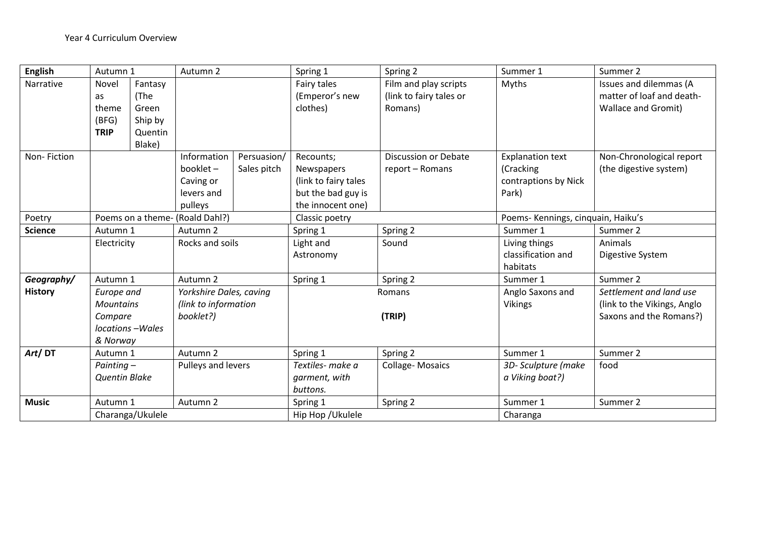Year 4 Curriculum Overview

| **English** | Autumn 1 | | Autumn 2 | | Spring 1 | Spring 2 | Summer 1 | Summer 2 |
|---|---|---|---|---|---|---|---|---|
| Narrative | Novel as theme (BFG) **TRIP** | Fantasy (The Green Ship by Quentin Blake) | | | Fairy tales (Emperor's new clothes) | Film and play scripts (link to fairy tales or Romans) | Myths | Issues and dilemmas (A matter of loaf and death- Wallace and Gromit) |
| Non- Fiction | | | Information booklet – Caving or levers and pulleys | Persuasion/ Sales pitch | Recounts; Newspapers (link to fairy tales but the bad guy is the innocent one) | Discussion or Debate report – Romans | Explanation text (Cracking contraptions by Nick Park) | Non-Chronological report (the digestive system) |
| Poetry | Poems on a theme- (Roald Dahl?) | | | | Classic poetry | | Poems- Kennings, cinquain, Haiku's | |
| **Science** | Autumn 1 | | Autumn 2 | | Spring 1 | Spring 2 | Summer 1 | Summer 2 |
| | Electricity | | Rocks and soils | | Light and Astronomy | Sound | Living things classification and habitats | Animals Digestive System |
| ***Geography/* History** | Autumn 1 | | Autumn 2 | | Spring 1 | Spring 2 | Summer 1 | Summer 2 |
| | *Europe and Mountains Compare locations –Wales & Norway* | | *Yorkshire Dales, caving (link to information booklet?)* | | Romans **(TRIP)** | | Anglo Saxons and Vikings | *Settlement and land use (link to the Vikings, Anglo Saxons and the Romans?)* |
| ***Art*/ DT** | Autumn 1 | | Autumn 2 | | Spring 1 | Spring 2 | Summer 1 | Summer 2 |
| | *Painting – Quentin Blake* | | Pulleys and levers | | *Textiles- make a garment, with buttons.* | Collage- Mosaics | *3D- Sculpture (make a Viking boat?)* | food |
| **Music** | Autumn 1 | | Autumn 2 | | Spring 1 | Spring 2 | Summer 1 | Summer 2 |
| | Charanga/Ukulele | | | | Hip Hop /Ukulele | | Charanga | |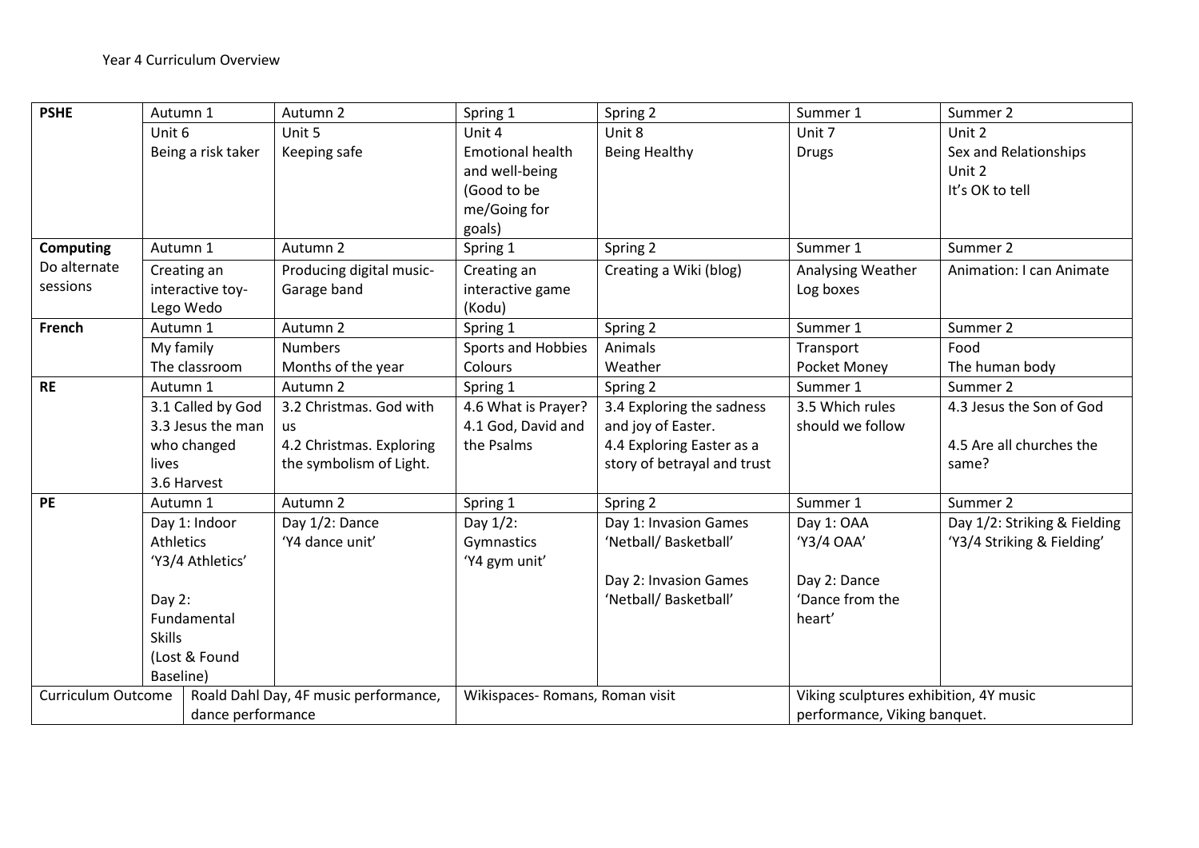Year 4 Curriculum Overview

| | | | | | | |
|---|---|---|---|---|---|---|
| **PSHE** | Autumn 1 | Autumn 2 | Spring 1 | Spring 2 | Summer 1 | Summer 2 |
| | Unit 6<br>Being a risk taker | Unit 5<br>Keeping safe | Unit 4<br>Emotional health and well-being (Good to be me/Going for goals) | Unit 8<br>Being Healthy | Unit 7<br>Drugs | Unit 2<br>Sex and Relationships<br>Unit 2<br>It's OK to tell |
| **Computing**<br>Do alternate sessions | Autumn 1 | Autumn 2 | Spring 1 | Spring 2 | Summer 1 | Summer 2 |
| | Creating an interactive toy-Lego Wedo | Producing digital music-Garage band | Creating an interactive game (Kodu) | Creating a Wiki (blog) | Analysing Weather Log boxes | Animation: I can Animate |
| **French** | Autumn 1 | Autumn 2 | Spring 1 | Spring 2 | Summer 1 | Summer 2 |
| | My family<br>The classroom | Numbers<br>Months of the year | Sports and Hobbies<br>Colours | Animals<br>Weather | Transport<br>Pocket Money | Food<br>The human body |
| **RE** | Autumn 1 | Autumn 2 | Spring 1 | Spring 2 | Summer 1 | Summer 2 |
| | 3.1 Called by God<br>3.3 Jesus the man who changed lives<br>3.6 Harvest | 3.2 Christmas. God with us<br>4.2 Christmas. Exploring the symbolism of Light. | 4.6 What is Prayer?<br>4.1 God, David and the Psalms | 3.4 Exploring the sadness and joy of Easter.<br>4.4 Exploring Easter as a story of betrayal and trust | 3.5 Which rules should we follow | 4.3 Jesus the Son of God<br><br>4.5 Are all churches the same? |
| **PE** | Autumn 1 | Autumn 2 | Spring 1 | Spring 2 | Summer 1 | Summer 2 |
| | Day 1: Indoor Athletics<br>'Y3/4 Athletics'<br><br>Day 2: Fundamental Skills (Lost & Found Baseline) | Day 1/2: Dance<br>'Y4 dance unit' | Day 1/2: Gymnastics<br>'Y4 gym unit' | Day 1: Invasion Games<br>'Netball/ Basketball'<br><br>Day 2: Invasion Games<br>'Netball/ Basketball' | Day 1: OAA<br>'Y3/4 OAA'<br><br>Day 2: Dance<br>'Dance from the heart' | Day 1/2: Striking & Fielding<br>'Y3/4 Striking & Fielding' |
| Curriculum Outcome | Roald Dahl Day, 4F music performance, dance performance | | Wikispaces- Romans, Roman visit | | Viking sculptures exhibition, 4Y music performance, Viking banquet. | |